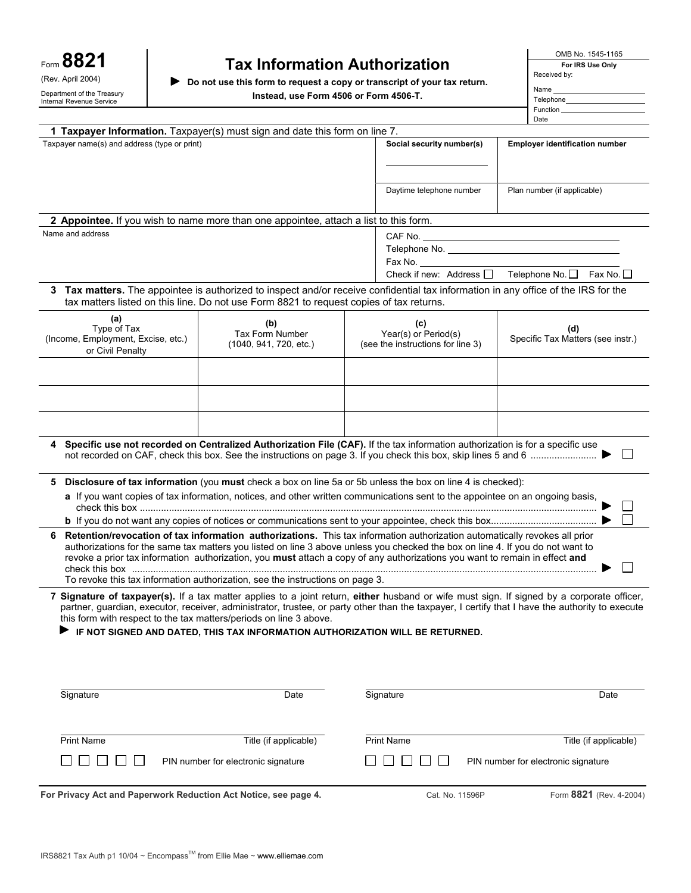Form **8821**

(Rev. April 2004)

Department of the Treasury
Internal Revenue Service

# Tax Information Authorization

▶ **Do not use this form to request a copy or transcript of your tax return. Instead, use Form 4506 or Form 4506-T.**

OMB No. 1545-1165

**For IRS Use Only**

Received by:

Name

Telephone

Function

Date

**1 Taxpayer Information.** Taxpayer(s) must sign and date this form on line 7.

| Taxpayer name(s) and address (type or print) | **Social security number(s)** | **Employer identification number** |
|---|---|---|
| | Daytime telephone number | Plan number (if applicable) |

**2 Appointee.** If you wish to name more than one appointee, attach a list to this form.

Name and address

CAF No.

Telephone No.

Fax No.

Check if new: Address ☐ Telephone No. ☐ Fax No. ☐

**3 Tax matters.** The appointee is authorized to inspect and/or receive confidential tax information in any office of the IRS for the tax matters listed on this line. Do not use Form 8821 to request copies of tax returns.

| (a) Type of Tax (Income, Employment, Excise, etc.) or Civil Penalty | (b) Tax Form Number (1040, 941, 720, etc.) | (c) Year(s) or Period(s) (see the instructions for line 3) | (d) Specific Tax Matters (see instr.) |
|---|---|---|---|
| | | | |
| | | | |
| | | | |

**4 Specific use not recorded on Centralized Authorization File (CAF).** If the tax information authorization is for a specific use not recorded on CAF, check this box. See the instructions on page 3. If you check this box, skip lines 5 and 6 ......................... ▶ ☐

**5 Disclosure of tax information** (you **must** check a box on line 5a or 5b unless the box on line 4 is checked):

**a** If you want copies of tax information, notices, and other written communications sent to the appointee on an ongoing basis, check this box ......................... ▶ ☐

**b** If you do not want any copies of notices or communications sent to your appointee, check this box......................... ▶ ☐

**6 Retention/revocation of tax information authorizations.** This tax information authorization automatically revokes all prior authorizations for the same tax matters you listed on line 3 above unless you checked the box on line 4. If you do not want to revoke a prior tax information authorization, you **must** attach a copy of any authorizations you want to remain in effect **and** check this box ......................... ▶ ☐

To revoke this tax information authorization, see the instructions on page 3.

**7 Signature of taxpayer(s).** If a tax matter applies to a joint return, **either** husband or wife must sign. If signed by a corporate officer, partner, guardian, executor, receiver, administrator, trustee, or party other than the taxpayer, I certify that I have the authority to execute this form with respect to the tax matters/periods on line 3 above.

▶ **IF NOT SIGNED AND DATED, THIS TAX INFORMATION AUTHORIZATION WILL BE RETURNED.**

Signature Date

Print Name Title (if applicable)

☐☐☐☐☐ PIN number for electronic signature

Signature Date

Print Name Title (if applicable)

☐☐☐☐☐ PIN number for electronic signature

**For Privacy Act and Paperwork Reduction Act Notice, see page 4.** Cat. No. 11596P Form **8821** (Rev. 4-2004)

IRS8821 Tax Auth p1 10/04 ~ Encompass[TM] from Ellie Mae ~ www.elliemae.com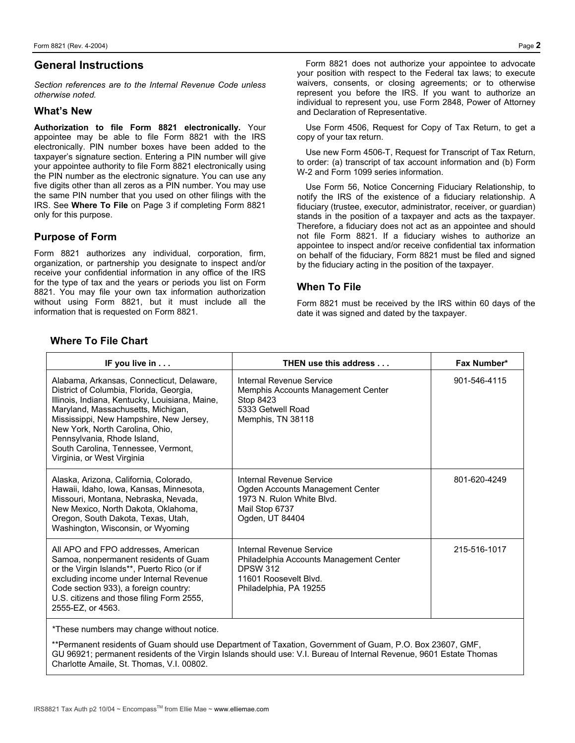## General Instructions

*Section references are to the Internal Revenue Code unless otherwise noted.*

### What's New

**Authorization to file Form 8821 electronically.** Your appointee may be able to file Form 8821 with the IRS electronically. PIN number boxes have been added to the taxpayer's signature section. Entering a PIN number will give your appointee authority to file Form 8821 electronically using the PIN number as the electronic signature. You can use any five digits other than all zeros as a PIN number. You may use the same PIN number that you used on other filings with the IRS. See **Where To File** on Page 3 if completing Form 8821 only for this purpose.

### Purpose of Form

Form 8821 authorizes any individual, corporation, firm, organization, or partnership you designate to inspect and/or receive your confidential information in any office of the IRS for the type of tax and the years or periods you list on Form 8821. You may file your own tax information authorization without using Form 8821, but it must include all the information that is requested on Form 8821.

Form 8821 does not authorize your appointee to advocate your position with respect to the Federal tax laws; to execute waivers, consents, or closing agreements; or to otherwise represent you before the IRS. If you want to authorize an individual to represent you, use Form 2848, Power of Attorney and Declaration of Representative.

Use Form 4506, Request for Copy of Tax Return, to get a copy of your tax return.

Use new Form 4506-T, Request for Transcript of Tax Return, to order: (a) transcript of tax account information and (b) Form W-2 and Form 1099 series information.

Use Form 56, Notice Concerning Fiduciary Relationship, to notify the IRS of the existence of a fiduciary relationship. A fiduciary (trustee, executor, administrator, receiver, or guardian) stands in the position of a taxpayer and acts as the taxpayer. Therefore, a fiduciary does not act as an appointee and should not file Form 8821. If a fiduciary wishes to authorize an appointee to inspect and/or receive confidential tax information on behalf of the fiduciary, Form 8821 must be filed and signed by the fiduciary acting in the position of the taxpayer.

### When To File

Form 8821 must be received by the IRS within 60 days of the date it was signed and dated by the taxpayer.

### Where To File Chart

| IF you live in . . . | THEN use this address . . . | Fax Number* |
|---|---|---|
| Alabama, Arkansas, Connecticut, Delaware, District of Columbia, Florida, Georgia, Illinois, Indiana, Kentucky, Louisiana, Maine, Maryland, Massachusetts, Michigan, Mississippi, New Hampshire, New Jersey, New York, North Carolina, Ohio, Pennsylvania, Rhode Island, South Carolina, Tennessee, Vermont, Virginia, or West Virginia | Internal Revenue Service<br>Memphis Accounts Management Center<br>Stop 8423<br>5333 Getwell Road<br>Memphis, TN 38118 | 901-546-4115 |
| Alaska, Arizona, California, Colorado, Hawaii, Idaho, Iowa, Kansas, Minnesota, Missouri, Montana, Nebraska, Nevada, New Mexico, North Dakota, Oklahoma, Oregon, South Dakota, Texas, Utah, Washington, Wisconsin, or Wyoming | Internal Revenue Service<br>Ogden Accounts Management Center<br>1973 N. Rulon White Blvd.<br>Mail Stop 6737<br>Ogden, UT 84404 | 801-620-4249 |
| All APO and FPO addresses, American Samoa, nonpermanent residents of Guam or the Virgin Islands**, Puerto Rico (or if excluding income under Internal Revenue Code section 933), a foreign country: U.S. citizens and those filing Form 2555, 2555-EZ, or 4563. | Internal Revenue Service<br>Philadelphia Accounts Management Center<br>DPSW 312<br>11601 Roosevelt Blvd.<br>Philadelphia, PA 19255 | 215-516-1017 |

*These numbers may change without notice.

**Permanent residents of Guam should use Department of Taxation, Government of Guam, P.O. Box 23607, GMF, GU 96921; permanent residents of the Virgin Islands should use: V.I. Bureau of Internal Revenue, 9601 Estate Thomas Charlotte Amaile, St. Thomas, V.I. 00802.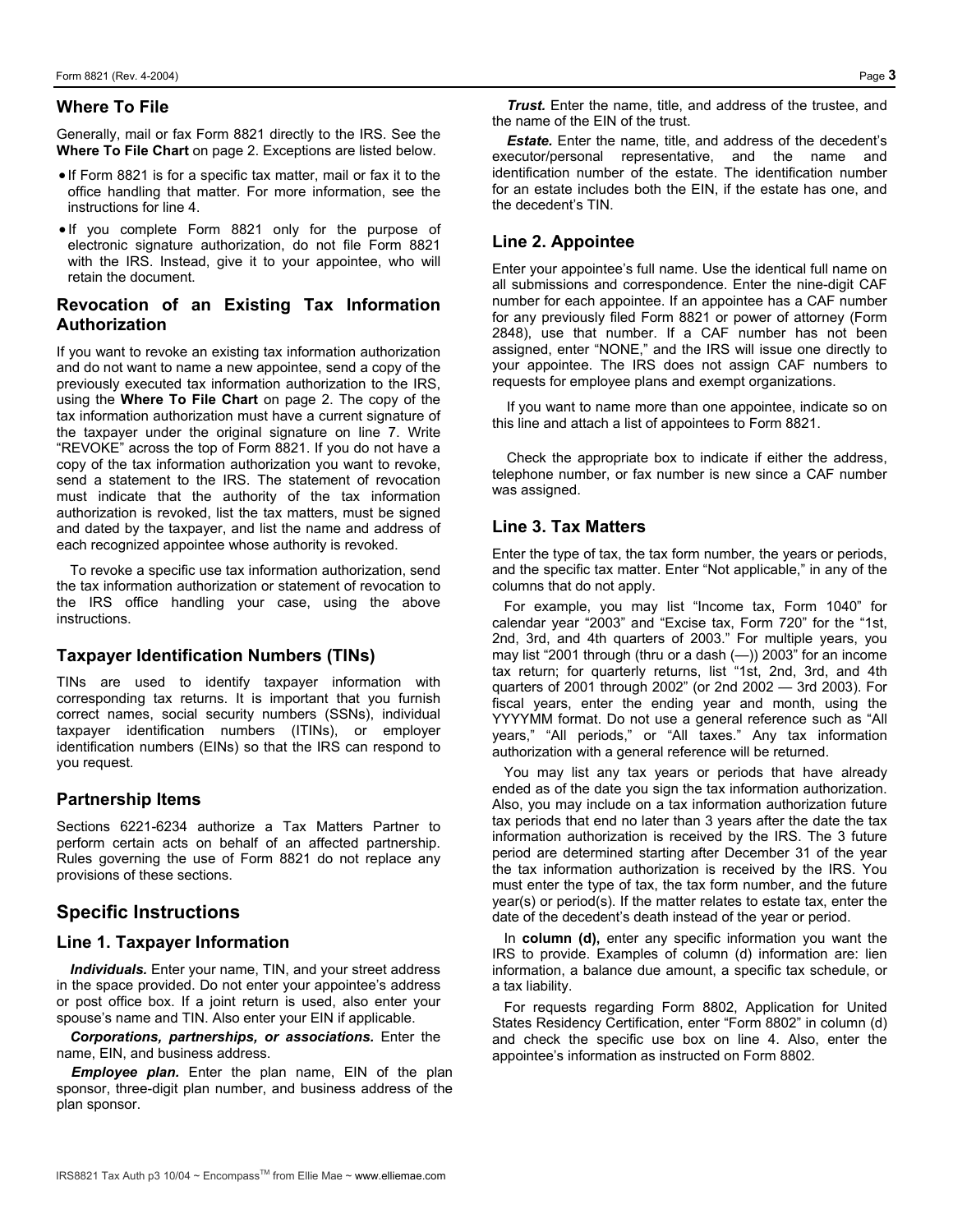## Where To File

Generally, mail or fax Form 8821 directly to the IRS. See the **Where To File Chart** on page 2. Exceptions are listed below.

- If Form 8821 is for a specific tax matter, mail or fax it to the office handling that matter. For more information, see the instructions for line 4.
- If you complete Form 8821 only for the purpose of electronic signature authorization, do not file Form 8821 with the IRS. Instead, give it to your appointee, who will retain the document.

## Revocation of an Existing Tax Information Authorization

If you want to revoke an existing tax information authorization and do not want to name a new appointee, send a copy of the previously executed tax information authorization to the IRS, using the **Where To File Chart** on page 2. The copy of the tax information authorization must have a current signature of the taxpayer under the original signature on line 7. Write "REVOKE" across the top of Form 8821. If you do not have a copy of the tax information authorization you want to revoke, send a statement to the IRS. The statement of revocation must indicate that the authority of the tax information authorization is revoked, list the tax matters, must be signed and dated by the taxpayer, and list the name and address of each recognized appointee whose authority is revoked.

To revoke a specific use tax information authorization, send the tax information authorization or statement of revocation to the IRS office handling your case, using the above instructions.

## Taxpayer Identification Numbers (TINs)

TINs are used to identify taxpayer information with corresponding tax returns. It is important that you furnish correct names, social security numbers (SSNs), individual taxpayer identification numbers (ITINs), or employer identification numbers (EINs) so that the IRS can respond to you request.

## Partnership Items

Sections 6221-6234 authorize a Tax Matters Partner to perform certain acts on behalf of an affected partnership. Rules governing the use of Form 8821 do not replace any provisions of these sections.

# Specific Instructions

## Line 1. Taxpayer Information

***Individuals.*** Enter your name, TIN, and your street address in the space provided. Do not enter your appointee's address or post office box. If a joint return is used, also enter your spouse's name and TIN. Also enter your EIN if applicable.

***Corporations, partnerships, or associations.*** Enter the name, EIN, and business address.

***Employee plan.*** Enter the plan name, EIN of the plan sponsor, three-digit plan number, and business address of the plan sponsor.

***Trust.*** Enter the name, title, and address of the trustee, and the name of the EIN of the trust.

***Estate.*** Enter the name, title, and address of the decedent's executor/personal representative, and the name and identification number of the estate. The identification number for an estate includes both the EIN, if the estate has one, and the decedent's TIN.

## Line 2. Appointee

Enter your appointee's full name. Use the identical full name on all submissions and correspondence. Enter the nine-digit CAF number for each appointee. If an appointee has a CAF number for any previously filed Form 8821 or power of attorney (Form 2848), use that number. If a CAF number has not been assigned, enter "NONE," and the IRS will issue one directly to your appointee. The IRS does not assign CAF numbers to requests for employee plans and exempt organizations.

If you want to name more than one appointee, indicate so on this line and attach a list of appointees to Form 8821.

Check the appropriate box to indicate if either the address, telephone number, or fax number is new since a CAF number was assigned.

## Line 3. Tax Matters

Enter the type of tax, the tax form number, the years or periods, and the specific tax matter. Enter "Not applicable," in any of the columns that do not apply.

For example, you may list "Income tax, Form 1040" for calendar year "2003" and "Excise tax, Form 720" for the "1st, 2nd, 3rd, and 4th quarters of 2003." For multiple years, you may list "2001 through (thru or a dash (—)) 2003" for an income tax return; for quarterly returns, list "1st, 2nd, 3rd, and 4th quarters of 2001 through 2002" (or 2nd 2002 — 3rd 2003). For fiscal years, enter the ending year and month, using the YYYYMM format. Do not use a general reference such as "All years," "All periods," or "All taxes." Any tax information authorization with a general reference will be returned.

You may list any tax years or periods that have already ended as of the date you sign the tax information authorization. Also, you may include on a tax information authorization future tax periods that end no later than 3 years after the date the tax information authorization is received by the IRS. The 3 future period are determined starting after December 31 of the year the tax information authorization is received by the IRS. You must enter the type of tax, the tax form number, and the future year(s) or period(s). If the matter relates to estate tax, enter the date of the decedent's death instead of the year or period.

In **column (d),** enter any specific information you want the IRS to provide. Examples of column (d) information are: lien information, a balance due amount, a specific tax schedule, or a tax liability.

For requests regarding Form 8802, Application for United States Residency Certification, enter "Form 8802" in column (d) and check the specific use box on line 4. Also, enter the appointee's information as instructed on Form 8802.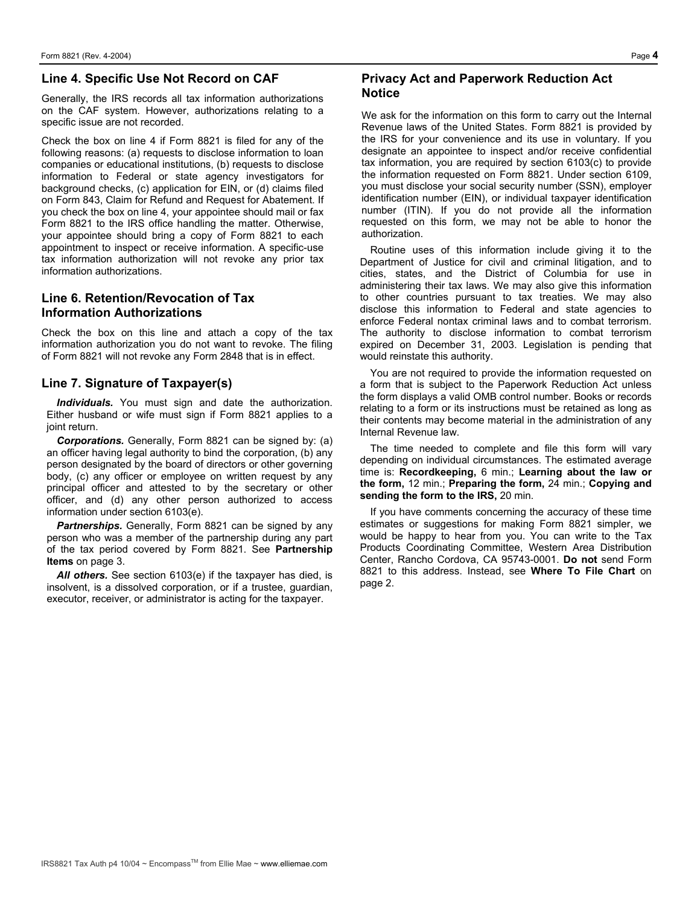## Line 4. Specific Use Not Record on CAF

Generally, the IRS records all tax information authorizations on the CAF system. However, authorizations relating to a specific issue are not recorded.

Check the box on line 4 if Form 8821 is filed for any of the following reasons: (a) requests to disclose information to loan companies or educational institutions, (b) requests to disclose information to Federal or state agency investigators for background checks, (c) application for EIN, or (d) claims filed on Form 843, Claim for Refund and Request for Abatement. If you check the box on line 4, your appointee should mail or fax Form 8821 to the IRS office handling the matter. Otherwise, your appointee should bring a copy of Form 8821 to each appointment to inspect or receive information. A specific-use tax information authorization will not revoke any prior tax information authorizations.

## Line 6. Retention/Revocation of Tax Information Authorizations

Check the box on this line and attach a copy of the tax information authorization you do not want to revoke. The filing of Form 8821 will not revoke any Form 2848 that is in effect.

## Line 7. Signature of Taxpayer(s)

***Individuals.*** You must sign and date the authorization. Either husband or wife must sign if Form 8821 applies to a joint return.

***Corporations.*** Generally, Form 8821 can be signed by: (a) an officer having legal authority to bind the corporation, (b) any person designated by the board of directors or other governing body, (c) any officer or employee on written request by any principal officer and attested to by the secretary or other officer, and (d) any other person authorized to access information under section 6103(e).

***Partnerships.*** Generally, Form 8821 can be signed by any person who was a member of the partnership during any part of the tax period covered by Form 8821. See **Partnership Items** on page 3.

***All others.*** See section 6103(e) if the taxpayer has died, is insolvent, is a dissolved corporation, or if a trustee, guardian, executor, receiver, or administrator is acting for the taxpayer.

## Privacy Act and Paperwork Reduction Act Notice

We ask for the information on this form to carry out the Internal Revenue laws of the United States. Form 8821 is provided by the IRS for your convenience and its use in voluntary. If you designate an appointee to inspect and/or receive confidential tax information, you are required by section 6103(c) to provide the information requested on Form 8821. Under section 6109, you must disclose your social security number (SSN), employer identification number (EIN), or individual taxpayer identification number (ITIN). If you do not provide all the information requested on this form, we may not be able to honor the authorization.

Routine uses of this information include giving it to the Department of Justice for civil and criminal litigation, and to cities, states, and the District of Columbia for use in administering their tax laws. We may also give this information to other countries pursuant to tax treaties. We may also disclose this information to Federal and state agencies to enforce Federal nontax criminal laws and to combat terrorism. The authority to disclose information to combat terrorism expired on December 31, 2003. Legislation is pending that would reinstate this authority.

You are not required to provide the information requested on a form that is subject to the Paperwork Reduction Act unless the form displays a valid OMB control number. Books or records relating to a form or its instructions must be retained as long as their contents may become material in the administration of any Internal Revenue law.

The time needed to complete and file this form will vary depending on individual circumstances. The estimated average time is: **Recordkeeping,** 6 min.; **Learning about the law or the form,** 12 min.; **Preparing the form,** 24 min.; **Copying and sending the form to the IRS,** 20 min.

If you have comments concerning the accuracy of these time estimates or suggestions for making Form 8821 simpler, we would be happy to hear from you. You can write to the Tax Products Coordinating Committee, Western Area Distribution Center, Rancho Cordova, CA 95743-0001. **Do not** send Form 8821 to this address. Instead, see **Where To File Chart** on page 2.